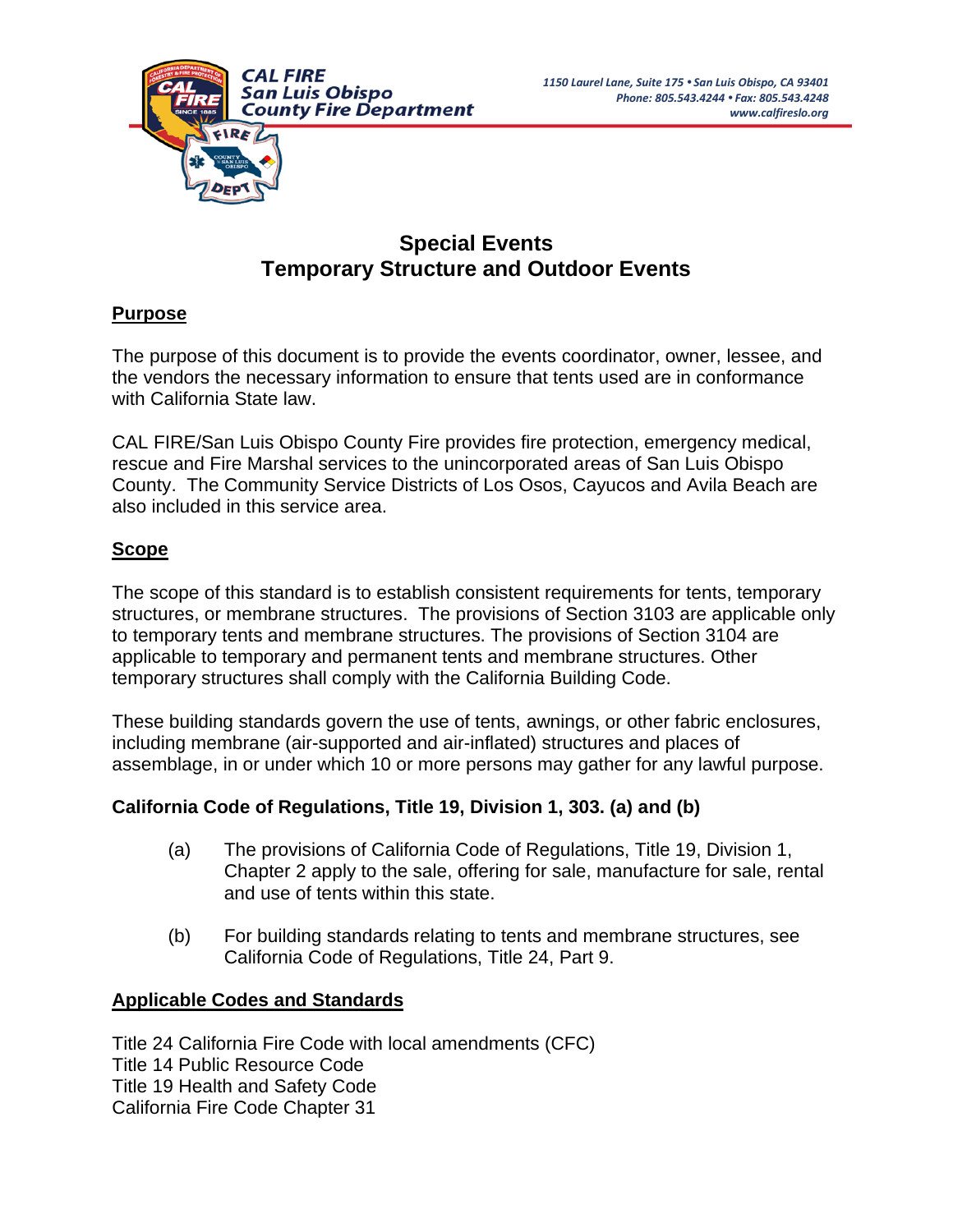CAL FIRE
San Luis Obispo
County Fire Department

1150 Laurel Lane, Suite 175 • San Luis Obispo, CA 93401
Phone: 805.543.4244 • Fax: 805.543.4248
www.calfireslo.org

# Special Events
# Temporary Structure and Outdoor Events

## Purpose

The purpose of this document is to provide the events coordinator, owner, lessee, and the vendors the necessary information to ensure that tents used are in conformance with California State law.

CAL FIRE/San Luis Obispo County Fire provides fire protection, emergency medical, rescue and Fire Marshal services to the unincorporated areas of San Luis Obispo County. The Community Service Districts of Los Osos, Cayucos and Avila Beach are also included in this service area.

## Scope

The scope of this standard is to establish consistent requirements for tents, temporary structures, or membrane structures. The provisions of Section 3103 are applicable only to temporary tents and membrane structures. The provisions of Section 3104 are applicable to temporary and permanent tents and membrane structures. Other temporary structures shall comply with the California Building Code.

These building standards govern the use of tents, awnings, or other fabric enclosures, including membrane (air-supported and air-inflated) structures and places of assemblage, in or under which 10 or more persons may gather for any lawful purpose.

### California Code of Regulations, Title 19, Division 1, 303. (a) and (b)

(a) The provisions of California Code of Regulations, Title 19, Division 1, Chapter 2 apply to the sale, offering for sale, manufacture for sale, rental and use of tents within this state.

(b) For building standards relating to tents and membrane structures, see California Code of Regulations, Title 24, Part 9.

## Applicable Codes and Standards

Title 24 California Fire Code with local amendments (CFC)
Title 14 Public Resource Code
Title 19 Health and Safety Code
California Fire Code Chapter 31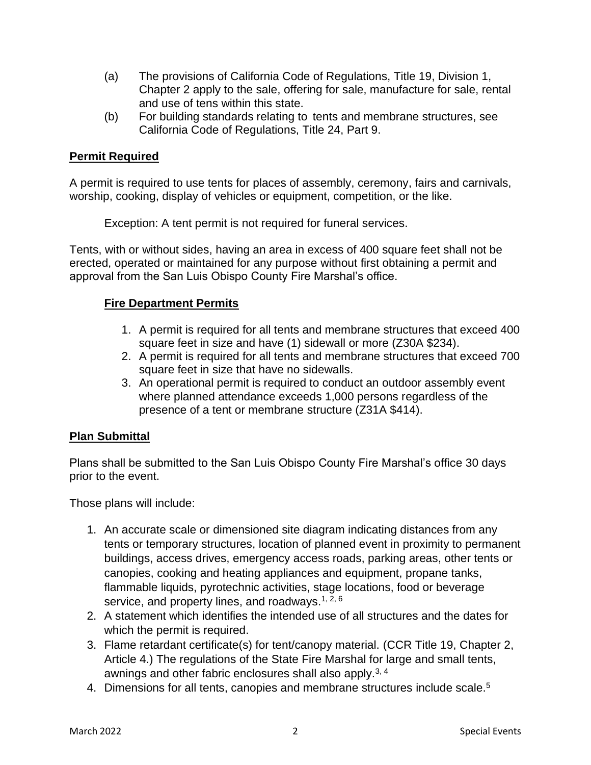(a) The provisions of California Code of Regulations, Title 19, Division 1, Chapter 2 apply to the sale, offering for sale, manufacture for sale, rental and use of tens within this state.

(b) For building standards relating to tents and membrane structures, see California Code of Regulations, Title 24, Part 9.

**Permit Required**

A permit is required to use tents for places of assembly, ceremony, fairs and carnivals, worship, cooking, display of vehicles or equipment, competition, or the like.

Exception: A tent permit is not required for funeral services.

Tents, with or without sides, having an area in excess of 400 square feet shall not be erected, operated or maintained for any purpose without first obtaining a permit and approval from the San Luis Obispo County Fire Marshal's office.

**Fire Department Permits**

1. A permit is required for all tents and membrane structures that exceed 400 square feet in size and have (1) sidewall or more (Z30A $234).
2. A permit is required for all tents and membrane structures that exceed 700 square feet in size that have no sidewalls.
3. An operational permit is required to conduct an outdoor assembly event where planned attendance exceeds 1,000 persons regardless of the presence of a tent or membrane structure (Z31A $414).

**Plan Submittal**

Plans shall be submitted to the San Luis Obispo County Fire Marshal's office 30 days prior to the event.

Those plans will include:

1. An accurate scale or dimensioned site diagram indicating distances from any tents or temporary structures, location of planned event in proximity to permanent buildings, access drives, emergency access roads, parking areas, other tents or canopies, cooking and heating appliances and equipment, propane tanks, flammable liquids, pyrotechnic activities, stage locations, food or beverage service, and property lines, and roadways.[1, 2, 6]
2. A statement which identifies the intended use of all structures and the dates for which the permit is required.
3. Flame retardant certificate(s) for tent/canopy material. (CCR Title 19, Chapter 2, Article 4.) The regulations of the State Fire Marshal for large and small tents, awnings and other fabric enclosures shall also apply.[3, 4]
4. Dimensions for all tents, canopies and membrane structures include scale.[5]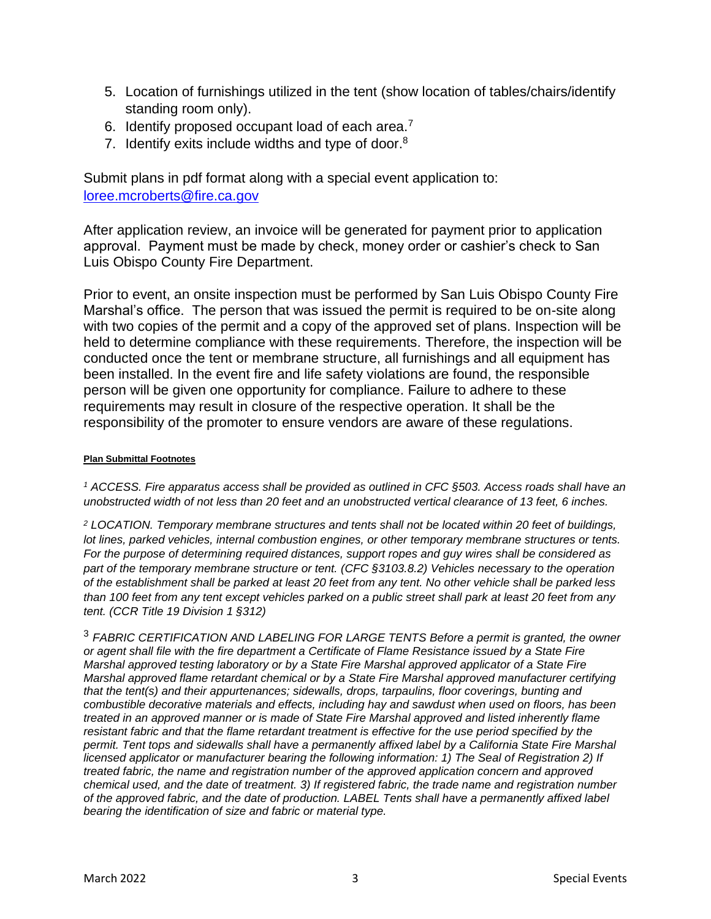5. Location of furnishings utilized in the tent (show location of tables/chairs/identify standing room only).
6. Identify proposed occupant load of each area.[7]
7. Identify exits include widths and type of door.[8]

Submit plans in pdf format along with a special event application to: loree.mcroberts@fire.ca.gov

After application review, an invoice will be generated for payment prior to application approval. Payment must be made by check, money order or cashier's check to San Luis Obispo County Fire Department.

Prior to event, an onsite inspection must be performed by San Luis Obispo County Fire Marshal's office. The person that was issued the permit is required to be on-site along with two copies of the permit and a copy of the approved set of plans. Inspection will be held to determine compliance with these requirements. Therefore, the inspection will be conducted once the tent or membrane structure, all furnishings and all equipment has been installed. In the event fire and life safety violations are found, the responsible person will be given one opportunity for compliance. Failure to adhere to these requirements may result in closure of the respective operation. It shall be the responsibility of the promoter to ensure vendors are aware of these regulations.

**Plan Submittal Footnotes**

[1] *ACCESS. Fire apparatus access shall be provided as outlined in CFC §503. Access roads shall have an unobstructed width of not less than 20 feet and an unobstructed vertical clearance of 13 feet, 6 inches.*

[2] *LOCATION. Temporary membrane structures and tents shall not be located within 20 feet of buildings, lot lines, parked vehicles, internal combustion engines, or other temporary membrane structures or tents. For the purpose of determining required distances, support ropes and guy wires shall be considered as part of the temporary membrane structure or tent. (CFC §3103.8.2) Vehicles necessary to the operation of the establishment shall be parked at least 20 feet from any tent. No other vehicle shall be parked less than 100 feet from any tent except vehicles parked on a public street shall park at least 20 feet from any tent. (CCR Title 19 Division 1 §312)*

[3] *FABRIC CERTIFICATION AND LABELING FOR LARGE TENTS Before a permit is granted, the owner or agent shall file with the fire department a Certificate of Flame Resistance issued by a State Fire Marshal approved testing laboratory or by a State Fire Marshal approved applicator of a State Fire Marshal approved flame retardant chemical or by a State Fire Marshal approved manufacturer certifying that the tent(s) and their appurtenances; sidewalls, drops, tarpaulins, floor coverings, bunting and combustible decorative materials and effects, including hay and sawdust when used on floors, has been treated in an approved manner or is made of State Fire Marshal approved and listed inherently flame resistant fabric and that the flame retardant treatment is effective for the use period specified by the permit. Tent tops and sidewalls shall have a permanently affixed label by a California State Fire Marshal licensed applicator or manufacturer bearing the following information: 1) The Seal of Registration 2) If treated fabric, the name and registration number of the approved application concern and approved chemical used, and the date of treatment. 3) If registered fabric, the trade name and registration number of the approved fabric, and the date of production. LABEL Tents shall have a permanently affixed label bearing the identification of size and fabric or material type.*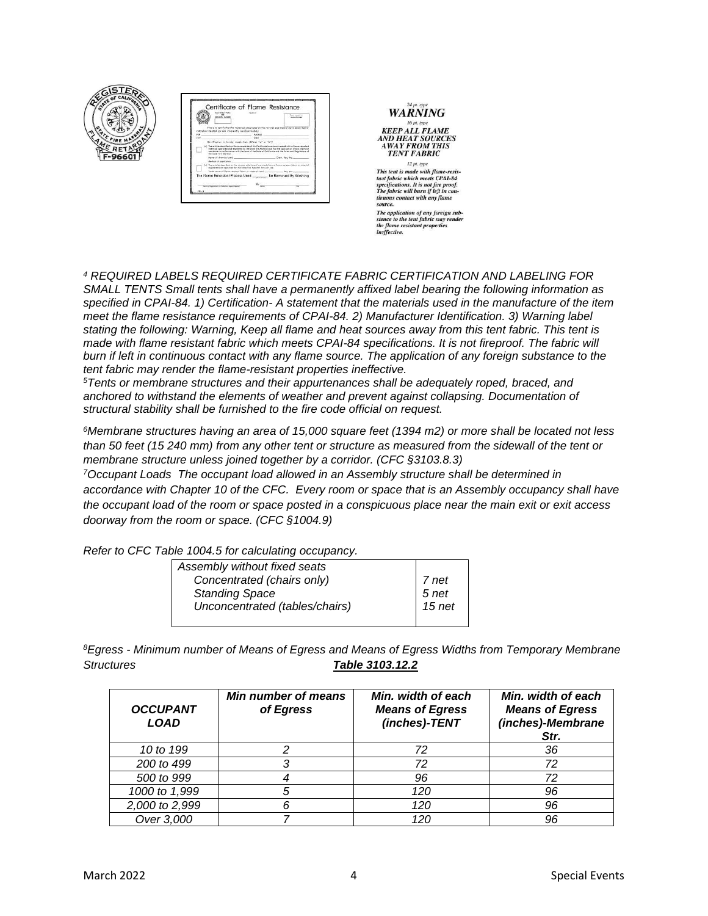24 pt. type
**WARNING**
16 pt. type
**KEEP ALL FLAME AND HEAT SOURCES AWAY FROM THIS TENT FABRIC**
12 pt. type
*This tent is made with flame-resistant fabric which meets CPAI-84 specifications. It is not fire proof. The fabric will burn if left in continuous contact with any flame source.*
*The application of any foreign substance to the tent fabric may render the flame resistant properties ineffective.*

*[4] REQUIRED LABELS REQUIRED CERTIFICATE FABRIC CERTIFICATION AND LABELING FOR SMALL TENTS Small tents shall have a permanently affixed label bearing the following information as specified in CPAI-84. 1) Certification- A statement that the materials used in the manufacture of the item meet the flame resistance requirements of CPAI-84. 2) Manufacturer Identification. 3) Warning label stating the following: Warning, Keep all flame and heat sources away from this tent fabric. This tent is made with flame resistant fabric which meets CPAI-84 specifications. It is not fireproof. The fabric will burn if left in continuous contact with any flame source. The application of any foreign substance to the tent fabric may render the flame-resistant properties ineffective.*

*[5] Tents or membrane structures and their appurtenances shall be adequately roped, braced, and anchored to withstand the elements of weather and prevent against collapsing. Documentation of structural stability shall be furnished to the fire code official on request.*

*[6] Membrane structures having an area of 15,000 square feet (1394 m2) or more shall be located not less than 50 feet (15 240 mm) from any other tent or structure as measured from the sidewall of the tent or membrane structure unless joined together by a corridor. (CFC §3103.8.3)*

*[7] Occupant Loads The occupant load allowed in an Assembly structure shall be determined in accordance with Chapter 10 of the CFC. Every room or space that is an Assembly occupancy shall have the occupant load of the room or space posted in a conspicuous place near the main exit or exit access doorway from the room or space. (CFC §1004.9)*

*Refer to CFC Table 1004.5 for calculating occupancy.*

| Assembly without fixed seats | |
|---|---|
| Concentrated (chairs only) | 7 net |
| Standing Space | 5 net |
| Unconcentrated (tables/chairs) | 15 net |

*[8] Egress - Minimum number of Means of Egress and Means of Egress Widths from Temporary Membrane Structures* ***Table 3103.12.2***

| *OCCUPANT LOAD* | *Min number of means of Egress* | *Min. width of each Means of Egress (inches)-TENT* | *Min. width of each Means of Egress (inches)-Membrane Str.* |
|---|---|---|---|
| 10 to 199 | 2 | 72 | 36 |
| 200 to 499 | 3 | 72 | 72 |
| 500 to 999 | 4 | 96 | 72 |
| 1000 to 1,999 | 5 | 120 | 96 |
| 2,000 to 2,999 | 6 | 120 | 96 |
| Over 3,000 | 7 | 120 | 96 |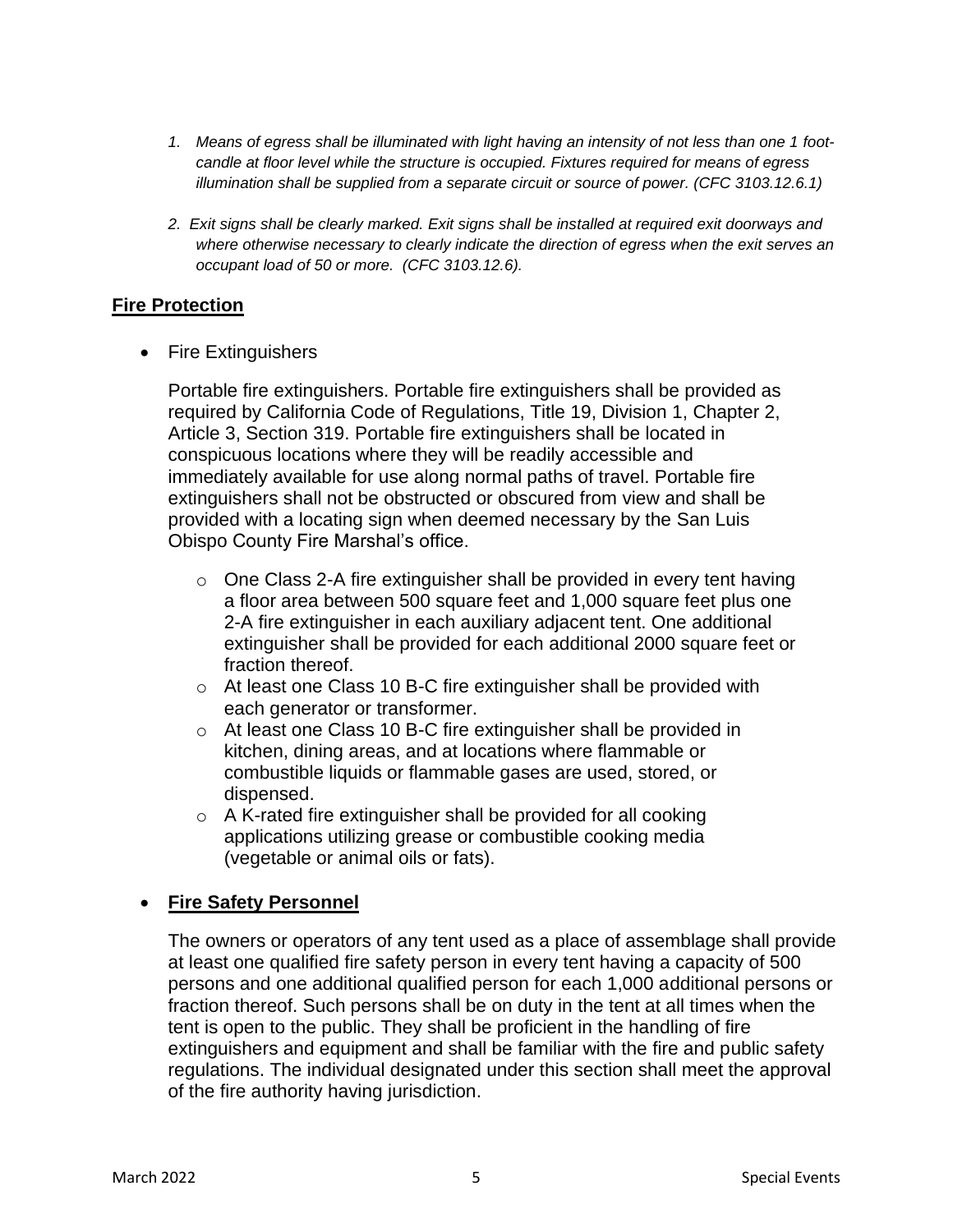1. *Means of egress shall be illuminated with light having an intensity of not less than one 1 foot-candle at floor level while the structure is occupied. Fixtures required for means of egress illumination shall be supplied from a separate circuit or source of power. (CFC 3103.12.6.1)*

2. *Exit signs shall be clearly marked. Exit signs shall be installed at required exit doorways and where otherwise necessary to clearly indicate the direction of egress when the exit serves an occupant load of 50 or more. (CFC 3103.12.6).*

## **Fire Protection**

- Fire Extinguishers

  Portable fire extinguishers. Portable fire extinguishers shall be provided as required by California Code of Regulations, Title 19, Division 1, Chapter 2, Article 3, Section 319. Portable fire extinguishers shall be located in conspicuous locations where they will be readily accessible and immediately available for use along normal paths of travel. Portable fire extinguishers shall not be obstructed or obscured from view and shall be provided with a locating sign when deemed necessary by the San Luis Obispo County Fire Marshal's office.

  - One Class 2-A fire extinguisher shall be provided in every tent having a floor area between 500 square feet and 1,000 square feet plus one 2-A fire extinguisher in each auxiliary adjacent tent. One additional extinguisher shall be provided for each additional 2000 square feet or fraction thereof.
  - At least one Class 10 B-C fire extinguisher shall be provided with each generator or transformer.
  - At least one Class 10 B-C fire extinguisher shall be provided in kitchen, dining areas, and at locations where flammable or combustible liquids or flammable gases are used, stored, or dispensed.
  - A K-rated fire extinguisher shall be provided for all cooking applications utilizing grease or combustible cooking media (vegetable or animal oils or fats).

- **Fire Safety Personnel**

  The owners or operators of any tent used as a place of assemblage shall provide at least one qualified fire safety person in every tent having a capacity of 500 persons and one additional qualified person for each 1,000 additional persons or fraction thereof. Such persons shall be on duty in the tent at all times when the tent is open to the public. They shall be proficient in the handling of fire extinguishers and equipment and shall be familiar with the fire and public safety regulations. The individual designated under this section shall meet the approval of the fire authority having jurisdiction.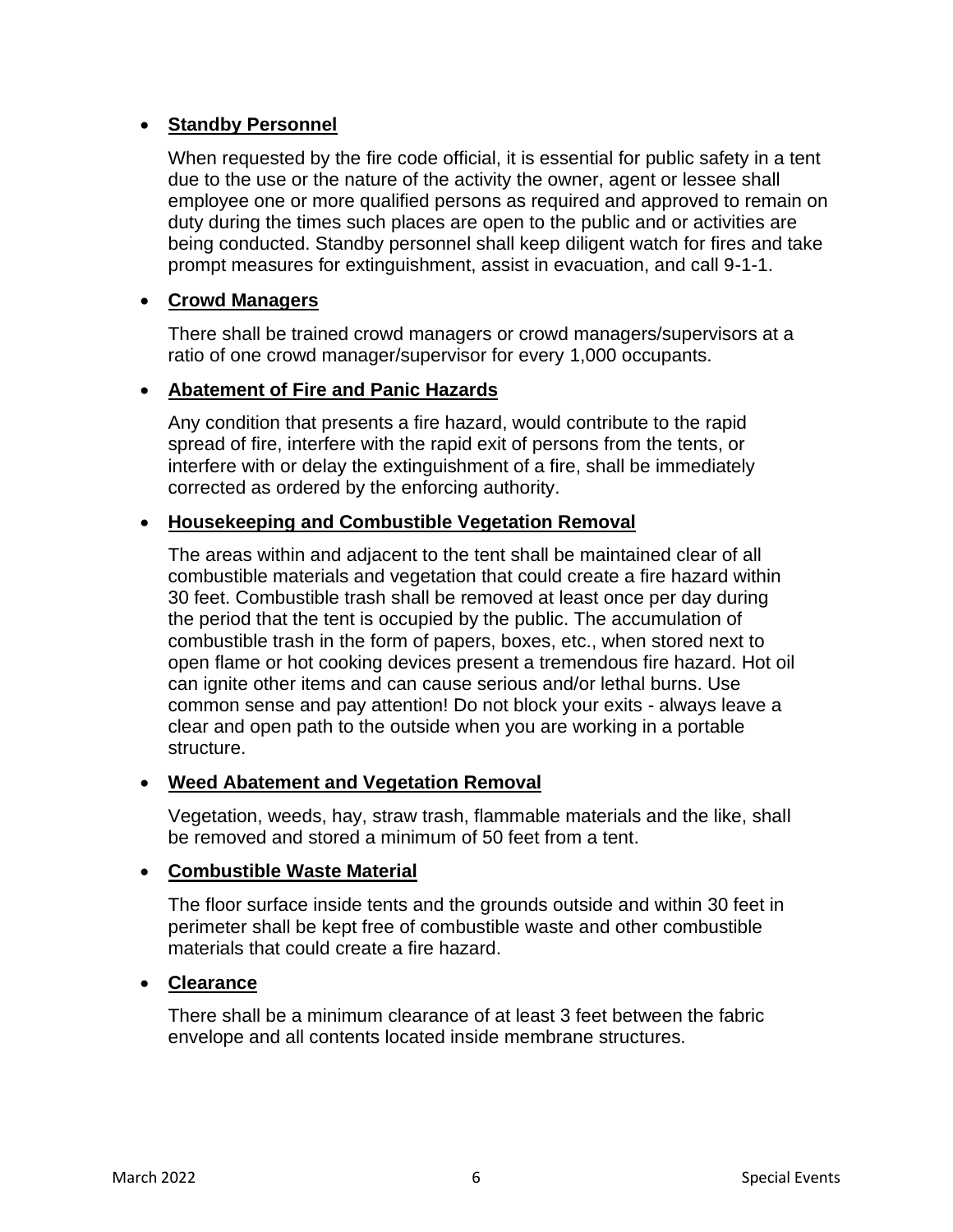- **Standby Personnel**

  When requested by the fire code official, it is essential for public safety in a tent due to the use or the nature of the activity the owner, agent or lessee shall employee one or more qualified persons as required and approved to remain on duty during the times such places are open to the public and or activities are being conducted. Standby personnel shall keep diligent watch for fires and take prompt measures for extinguishment, assist in evacuation, and call 9-1-1.

- **Crowd Managers**

  There shall be trained crowd managers or crowd managers/supervisors at a ratio of one crowd manager/supervisor for every 1,000 occupants.

- **Abatement of Fire and Panic Hazards**

  Any condition that presents a fire hazard, would contribute to the rapid spread of fire, interfere with the rapid exit of persons from the tents, or interfere with or delay the extinguishment of a fire, shall be immediately corrected as ordered by the enforcing authority.

- **Housekeeping and Combustible Vegetation Removal**

  The areas within and adjacent to the tent shall be maintained clear of all combustible materials and vegetation that could create a fire hazard within 30 feet. Combustible trash shall be removed at least once per day during the period that the tent is occupied by the public. The accumulation of combustible trash in the form of papers, boxes, etc., when stored next to open flame or hot cooking devices present a tremendous fire hazard. Hot oil can ignite other items and can cause serious and/or lethal burns. Use common sense and pay attention! Do not block your exits - always leave a clear and open path to the outside when you are working in a portable structure.

- **Weed Abatement and Vegetation Removal**

  Vegetation, weeds, hay, straw trash, flammable materials and the like, shall be removed and stored a minimum of 50 feet from a tent.

- **Combustible Waste Material**

  The floor surface inside tents and the grounds outside and within 30 feet in perimeter shall be kept free of combustible waste and other combustible materials that could create a fire hazard.

- **Clearance**

  There shall be a minimum clearance of at least 3 feet between the fabric envelope and all contents located inside membrane structures.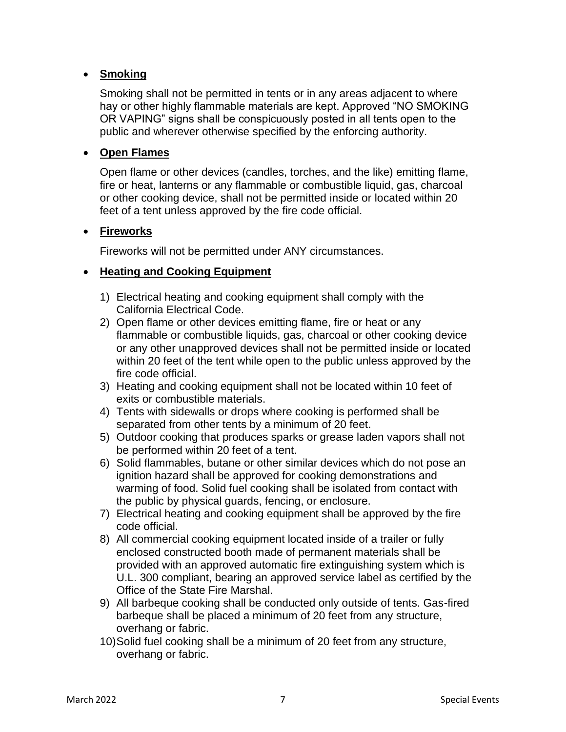- **Smoking**

  Smoking shall not be permitted in tents or in any areas adjacent to where hay or other highly flammable materials are kept. Approved "NO SMOKING OR VAPING" signs shall be conspicuously posted in all tents open to the public and wherever otherwise specified by the enforcing authority.

- **Open Flames**

  Open flame or other devices (candles, torches, and the like) emitting flame, fire or heat, lanterns or any flammable or combustible liquid, gas, charcoal or other cooking device, shall not be permitted inside or located within 20 feet of a tent unless approved by the fire code official.

- **Fireworks**

  Fireworks will not be permitted under ANY circumstances.

- **Heating and Cooking Equipment**

  1) Electrical heating and cooking equipment shall comply with the California Electrical Code.
  2) Open flame or other devices emitting flame, fire or heat or any flammable or combustible liquids, gas, charcoal or other cooking device or any other unapproved devices shall not be permitted inside or located within 20 feet of the tent while open to the public unless approved by the fire code official.
  3) Heating and cooking equipment shall not be located within 10 feet of exits or combustible materials.
  4) Tents with sidewalls or drops where cooking is performed shall be separated from other tents by a minimum of 20 feet.
  5) Outdoor cooking that produces sparks or grease laden vapors shall not be performed within 20 feet of a tent.
  6) Solid flammables, butane or other similar devices which do not pose an ignition hazard shall be approved for cooking demonstrations and warming of food. Solid fuel cooking shall be isolated from contact with the public by physical guards, fencing, or enclosure.
  7) Electrical heating and cooking equipment shall be approved by the fire code official.
  8) All commercial cooking equipment located inside of a trailer or fully enclosed constructed booth made of permanent materials shall be provided with an approved automatic fire extinguishing system which is U.L. 300 compliant, bearing an approved service label as certified by the Office of the State Fire Marshal.
  9) All barbeque cooking shall be conducted only outside of tents. Gas-fired barbeque shall be placed a minimum of 20 feet from any structure, overhang or fabric.
  10) Solid fuel cooking shall be a minimum of 20 feet from any structure, overhang or fabric.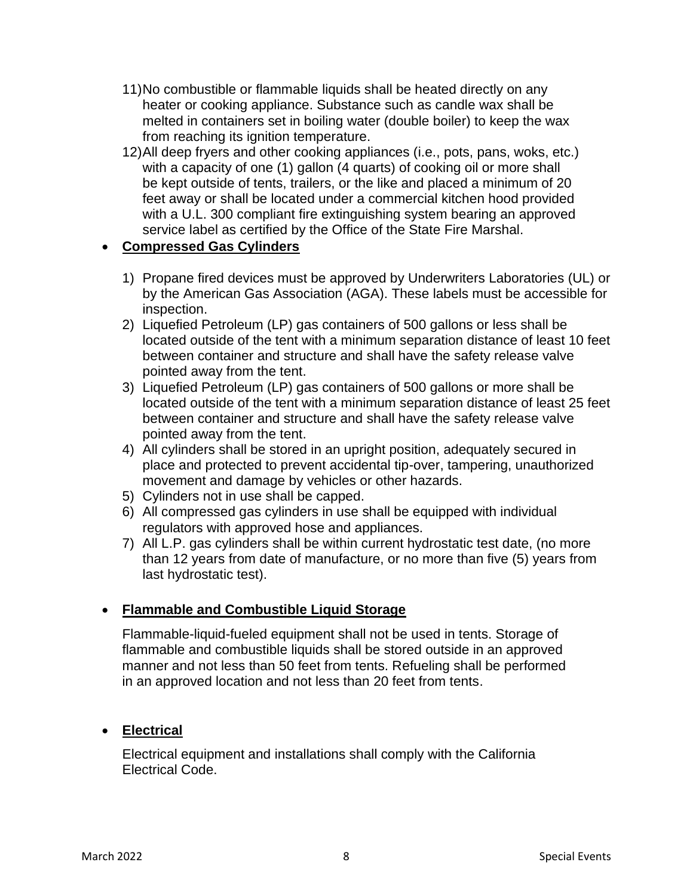11) No combustible or flammable liquids shall be heated directly on any heater or cooking appliance. Substance such as candle wax shall be melted in containers set in boiling water (double boiler) to keep the wax from reaching its ignition temperature.
12) All deep fryers and other cooking appliances (i.e., pots, pans, woks, etc.) with a capacity of one (1) gallon (4 quarts) of cooking oil or more shall be kept outside of tents, trailers, or the like and placed a minimum of 20 feet away or shall be located under a commercial kitchen hood provided with a U.L. 300 compliant fire extinguishing system bearing an approved service label as certified by the Office of the State Fire Marshal.

- **<u>Compressed Gas Cylinders</u>**

  1) Propane fired devices must be approved by Underwriters Laboratories (UL) or by the American Gas Association (AGA). These labels must be accessible for inspection.
  2) Liquefied Petroleum (LP) gas containers of 500 gallons or less shall be located outside of the tent with a minimum separation distance of least 10 feet between container and structure and shall have the safety release valve pointed away from the tent.
  3) Liquefied Petroleum (LP) gas containers of 500 gallons or more shall be located outside of the tent with a minimum separation distance of least 25 feet between container and structure and shall have the safety release valve pointed away from the tent.
  4) All cylinders shall be stored in an upright position, adequately secured in place and protected to prevent accidental tip-over, tampering, unauthorized movement and damage by vehicles or other hazards.
  5) Cylinders not in use shall be capped.
  6) All compressed gas cylinders in use shall be equipped with individual regulators with approved hose and appliances.
  7) All L.P. gas cylinders shall be within current hydrostatic test date, (no more than 12 years from date of manufacture, or no more than five (5) years from last hydrostatic test).

- **<u>Flammable and Combustible Liquid Storage</u>**

  Flammable-liquid-fueled equipment shall not be used in tents. Storage of flammable and combustible liquids shall be stored outside in an approved manner and not less than 50 feet from tents. Refueling shall be performed in an approved location and not less than 20 feet from tents.

- **<u>Electrical</u>**

  Electrical equipment and installations shall comply with the California Electrical Code.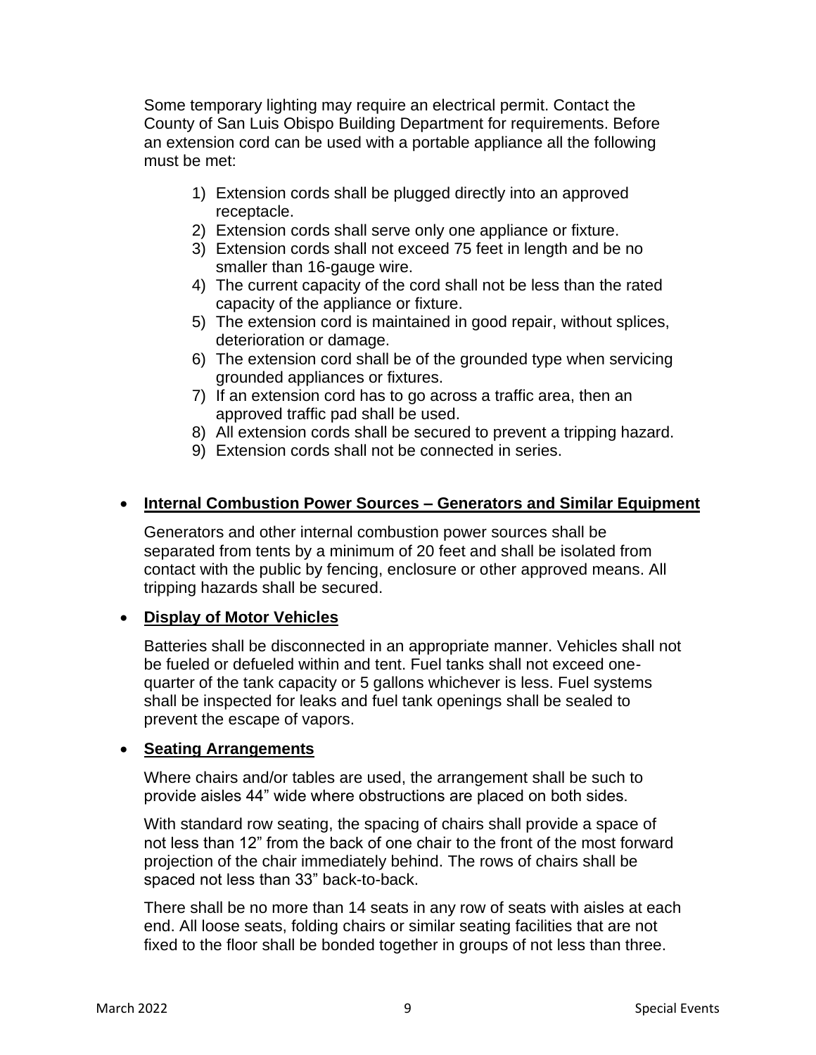Some temporary lighting may require an electrical permit. Contact the County of San Luis Obispo Building Department for requirements. Before an extension cord can be used with a portable appliance all the following must be met:

1) Extension cords shall be plugged directly into an approved receptacle.
2) Extension cords shall serve only one appliance or fixture.
3) Extension cords shall not exceed 75 feet in length and be no smaller than 16-gauge wire.
4) The current capacity of the cord shall not be less than the rated capacity of the appliance or fixture.
5) The extension cord is maintained in good repair, without splices, deterioration or damage.
6) The extension cord shall be of the grounded type when servicing grounded appliances or fixtures.
7) If an extension cord has to go across a traffic area, then an approved traffic pad shall be used.
8) All extension cords shall be secured to prevent a tripping hazard.
9) Extension cords shall not be connected in series.

- **Internal Combustion Power Sources – Generators and Similar Equipment**

  Generators and other internal combustion power sources shall be separated from tents by a minimum of 20 feet and shall be isolated from contact with the public by fencing, enclosure or other approved means. All tripping hazards shall be secured.

- **Display of Motor Vehicles**

  Batteries shall be disconnected in an appropriate manner. Vehicles shall not be fueled or defueled within and tent. Fuel tanks shall not exceed one-quarter of the tank capacity or 5 gallons whichever is less. Fuel systems shall be inspected for leaks and fuel tank openings shall be sealed to prevent the escape of vapors.

- **Seating Arrangements**

  Where chairs and/or tables are used, the arrangement shall be such to provide aisles 44” wide where obstructions are placed on both sides.

  With standard row seating, the spacing of chairs shall provide a space of not less than 12” from the back of one chair to the front of the most forward projection of the chair immediately behind. The rows of chairs shall be spaced not less than 33” back-to-back.

  There shall be no more than 14 seats in any row of seats with aisles at each end. All loose seats, folding chairs or similar seating facilities that are not fixed to the floor shall be bonded together in groups of not less than three.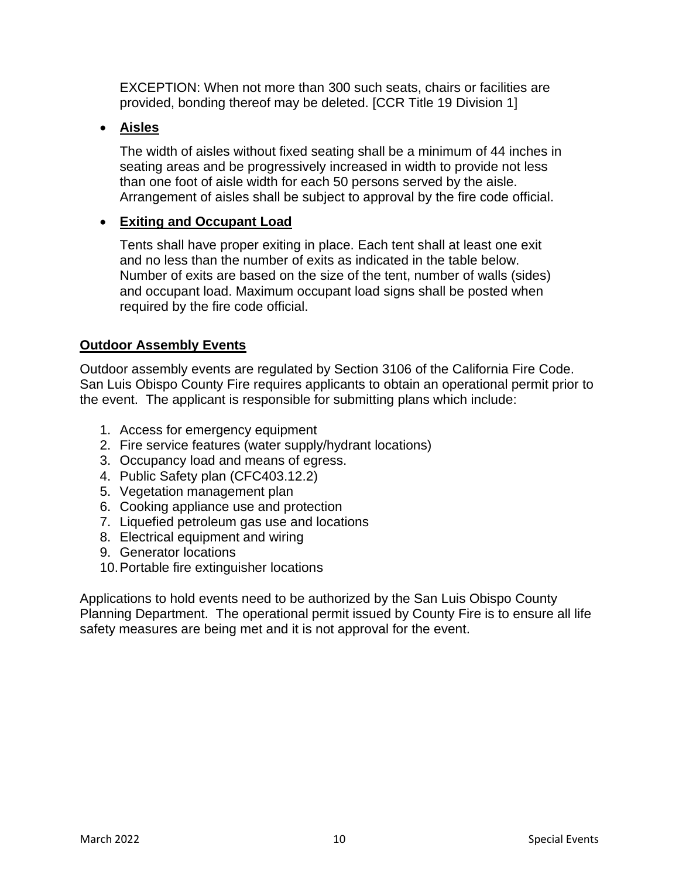EXCEPTION: When not more than 300 such seats, chairs or facilities are provided, bonding thereof may be deleted. [CCR Title 19 Division 1]

- **Aisles**

  The width of aisles without fixed seating shall be a minimum of 44 inches in seating areas and be progressively increased in width to provide not less than one foot of aisle width for each 50 persons served by the aisle. Arrangement of aisles shall be subject to approval by the fire code official.

- **Exiting and Occupant Load**

  Tents shall have proper exiting in place. Each tent shall at least one exit and no less than the number of exits as indicated in the table below. Number of exits are based on the size of the tent, number of walls (sides) and occupant load. Maximum occupant load signs shall be posted when required by the fire code official.

## Outdoor Assembly Events

Outdoor assembly events are regulated by Section 3106 of the California Fire Code. San Luis Obispo County Fire requires applicants to obtain an operational permit prior to the event. The applicant is responsible for submitting plans which include:

1. Access for emergency equipment
2. Fire service features (water supply/hydrant locations)
3. Occupancy load and means of egress.
4. Public Safety plan (CFC403.12.2)
5. Vegetation management plan
6. Cooking appliance use and protection
7. Liquefied petroleum gas use and locations
8. Electrical equipment and wiring
9. Generator locations
10. Portable fire extinguisher locations

Applications to hold events need to be authorized by the San Luis Obispo County Planning Department. The operational permit issued by County Fire is to ensure all life safety measures are being met and it is not approval for the event.